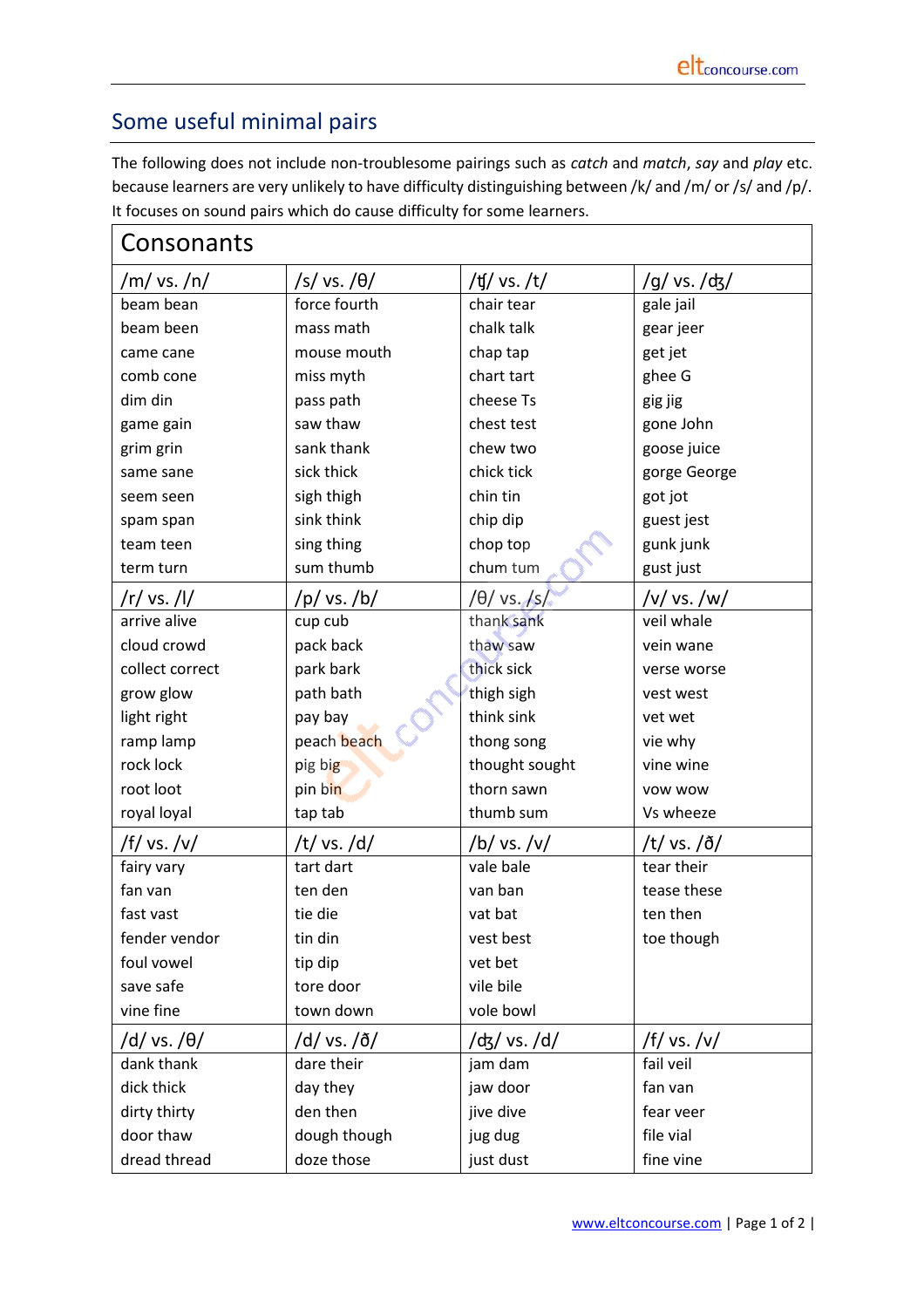# Some useful minimal pairs

The following does not include non-troublesome pairings such as *catch* and *match*, *say* and *play* etc. because learners are very unlikely to have difficulty distinguishing between /k/ and /m/ or /s/ and /p/. It focuses on sound pairs which do cause difficulty for some learners.

## Consonants

| /m/ vs. /n/ | /s/ vs. /θ/ | /ʧ/ vs. /t/ | /g/ vs. /ʤ/ |
|---|---|---|---|
| beam bean | force fourth | chair tear | gale jail |
| beam been | mass math | chalk talk | gear jeer |
| came cane | mouse mouth | chap tap | get jet |
| comb cone | miss myth | chart tart | ghee G |
| dim din | pass path | cheese Ts | gig jig |
| game gain | saw thaw | chest test | gone John |
| grim grin | sank thank | chew two | goose juice |
| same sane | sick thick | chick tick | gorge George |
| seem seen | sigh thigh | chin tin | got jot |
| spam span | sink think | chip dip | guest jest |
| team teen | sing thing | chop top | gunk junk |
| term turn | sum thumb | chum tum | gust just |

| /r/ vs. /l/ | /p/ vs. /b/ | /θ/ vs. /s/ | /v/ vs. /w/ |
|---|---|---|---|
| arrive alive | cup cub | thank sank | veil whale |
| cloud crowd | pack back | thaw saw | vein wane |
| collect correct | park bark | thick sick | verse worse |
| grow glow | path bath | thigh sigh | vest west |
| light right | pay bay | think sink | vet wet |
| ramp lamp | peach beach | thong song | vie why |
| rock lock | pig big | thought sought | vine wine |
| root loot | pin bin | thorn sawn | vow wow |
| royal loyal | tap tab | thumb sum | Vs wheeze |

| /f/ vs. /v/ | /t/ vs. /d/ | /b/ vs. /v/ | /t/ vs. /ð/ |
|---|---|---|---|
| fairy vary | tart dart | vale bale | tear their |
| fan van | ten den | van ban | tease these |
| fast vast | tie die | vat bat | ten then |
| fender vendor | tin din | vest best | toe though |
| foul vowel | tip dip | vet bet | |
| save safe | tore door | vile bile | |
| vine fine | town down | vole bowl | |

| /d/ vs. /θ/ | /d/ vs. /ð/ | /ʤ/ vs. /d/ | /f/ vs. /v/ |
|---|---|---|---|
| dank thank | dare their | jam dam | fail veil |
| dick thick | day they | jaw door | fan van |
| dirty thirty | den then | jive dive | fear veer |
| door thaw | dough though | jug dug | file vial |
| dread thread | doze those | just dust | fine vine |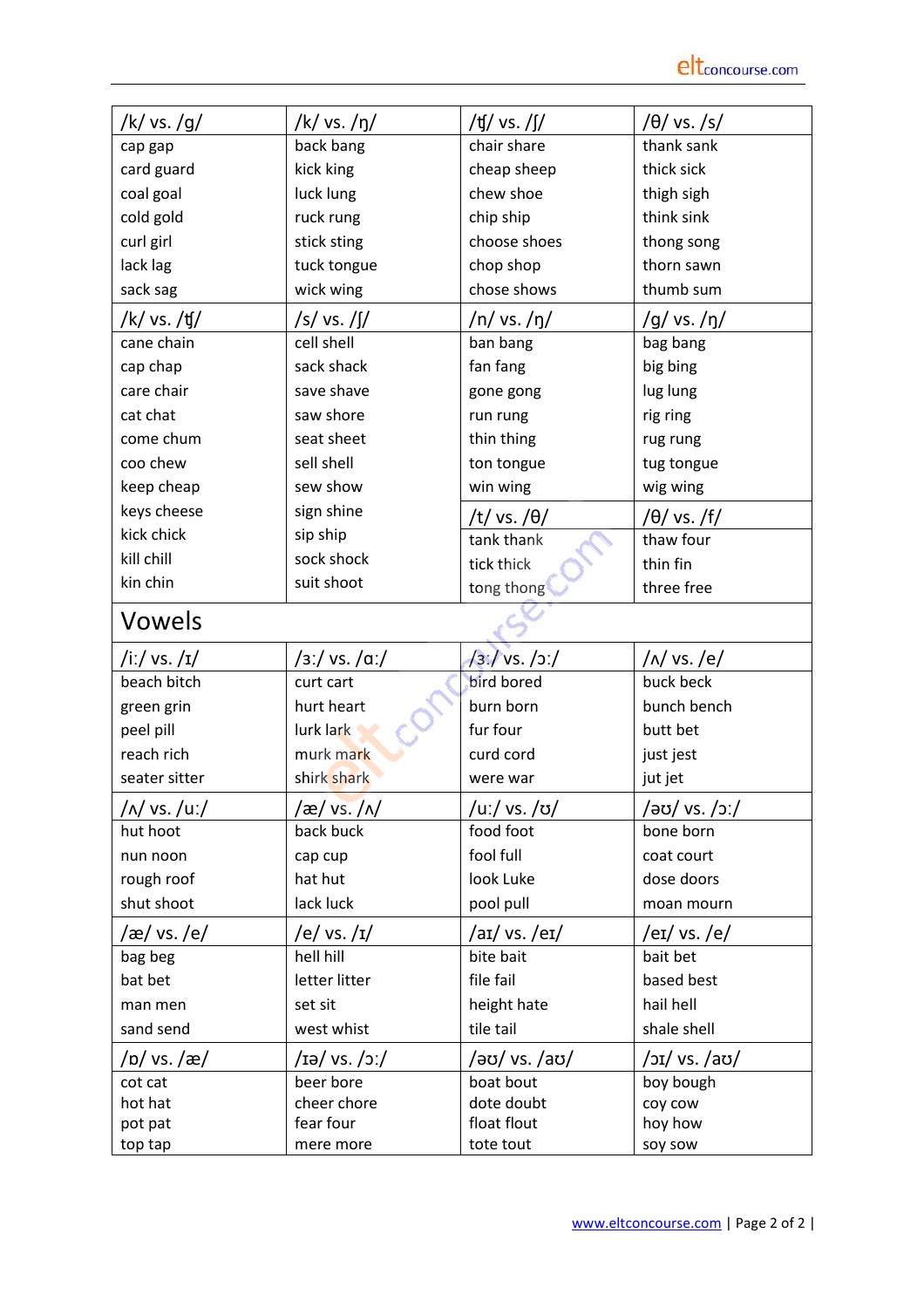| /k/ vs. /g/ | /k/ vs. /ŋ/ | /ʧ/ vs. /ʃ/ | /θ/ vs. /s/ |
|---|---|---|---|
| cap gap<br>card guard<br>coal goal<br>cold gold<br>curl girl<br>lack lag<br>sack sag | back bang<br>kick king<br>luck lung<br>ruck rung<br>stick sting<br>tuck tongue<br>wick wing | chair share<br>cheap sheep<br>chew shoe<br>chip ship<br>choose shoes<br>chop shop<br>chose shows | thank sank<br>thick sick<br>thigh sigh<br>think sink<br>thong song<br>thorn sawn<br>thumb sum |
| /k/ vs. /ʧ/ | /s/ vs. /ʃ/ | /n/ vs. /ŋ/ | /g/ vs. /ŋ/ |
| cane chain<br>cap chap<br>care chair<br>cat chat<br>come chum<br>coo chew<br>keep cheap<br>keys cheese<br>kick chick<br>kill chill<br>kin chin | cell shell<br>sack shack<br>save shave<br>saw shore<br>seat sheet<br>sell shell<br>sew show<br>sign shine<br>sip ship<br>sock shock<br>suit shoot | ban bang<br>fan fang<br>gone gong<br>run rung<br>thin thing<br>ton tongue<br>win wing<br>**/t/ vs. /θ/**<br>tank thank<br>tick thick<br>tong thong | bag bang<br>big bing<br>lug lung<br>rig ring<br>rug rung<br>tug tongue<br>wig wing<br>**/θ/ vs. /f/**<br>thaw four<br>thin fin<br>three free |

## Vowels

| /iː/ vs. /ɪ/ | /ɜː/ vs. /ɑː/ | /ɜː/ vs. /ɔː/ | /ʌ/ vs. /e/ |
|---|---|---|---|
| beach bitch<br>green grin<br>peel pill<br>reach rich<br>seater sitter | curt cart<br>hurt heart<br>lurk lark<br>murk mark<br>shirk shark | bird bored<br>burn born<br>fur four<br>curd cord<br>were war | buck beck<br>bunch bench<br>butt bet<br>just jest<br>jut jet |
| /ʌ/ vs. /uː/ | /æ/ vs. /ʌ/ | /uː/ vs. /ʊ/ | /əʊ/ vs. /ɔː/ |
| hut hoot<br>nun noon<br>rough roof<br>shut shoot | back buck<br>cap cup<br>hat hut<br>lack luck | food foot<br>fool full<br>look Luke<br>pool pull | bone born<br>coat court<br>dose doors<br>moan mourn |
| /æ/ vs. /e/ | /e/ vs. /ɪ/ | /aɪ/ vs. /eɪ/ | /eɪ/ vs. /e/ |
| bag beg<br>bat bet<br>man men<br>sand send | hell hill<br>letter litter<br>set sit<br>west whist | bite bait<br>file fail<br>height hate<br>tile tail | bait bet<br>based best<br>hail hell<br>shale shell |
| /ɒ/ vs. /æ/ | /ɪə/ vs. /ɔː/ | /əʊ/ vs. /aʊ/ | /ɔɪ/ vs. /aʊ/ |
| cot cat<br>hot hat<br>pot pat<br>top tap | beer bore<br>cheer chore<br>fear four<br>mere more | boat bout<br>dote doubt<br>float flout<br>tote tout | boy bough<br>coy cow<br>hoy how<br>soy sow |